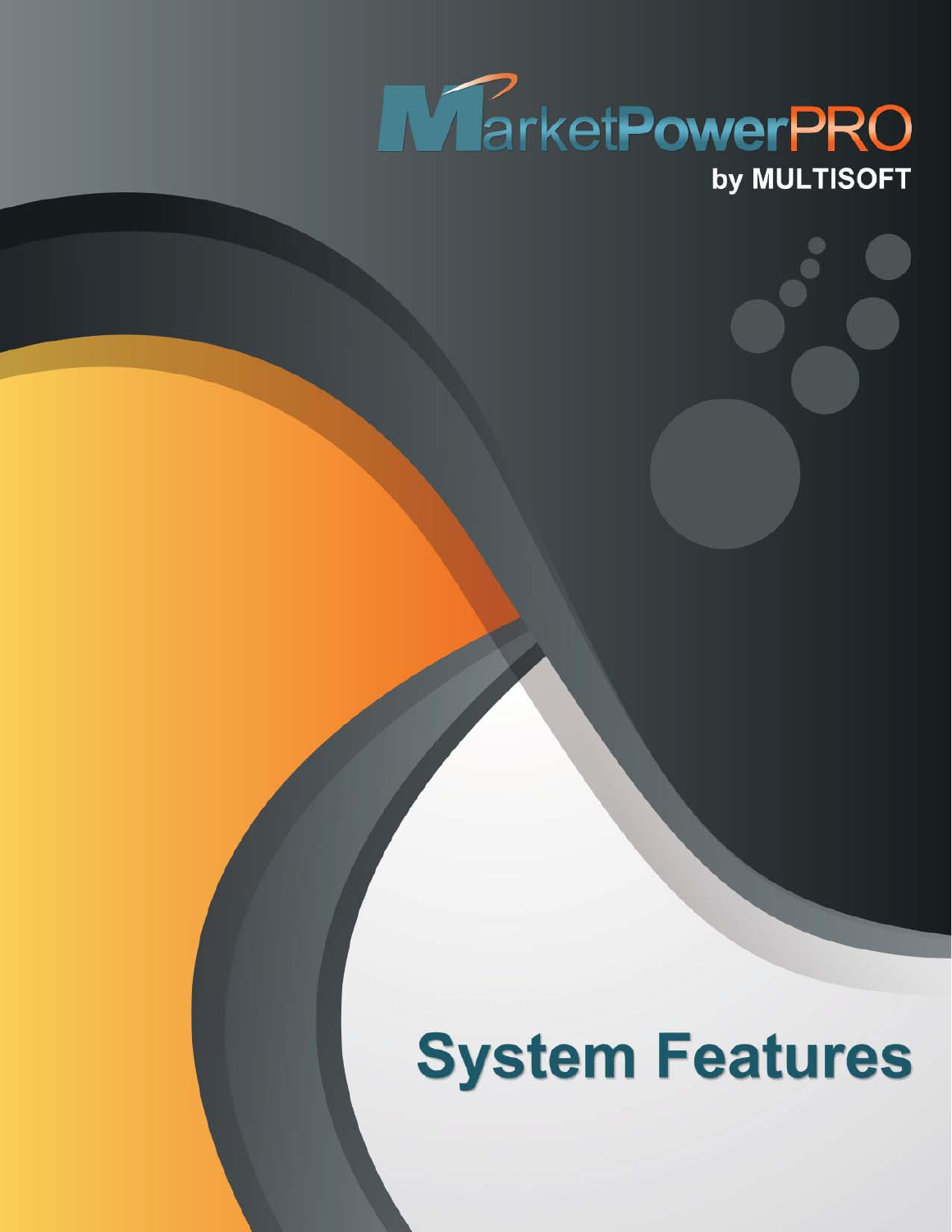# MarketPowerPRO

by MULTISOFT

# System Features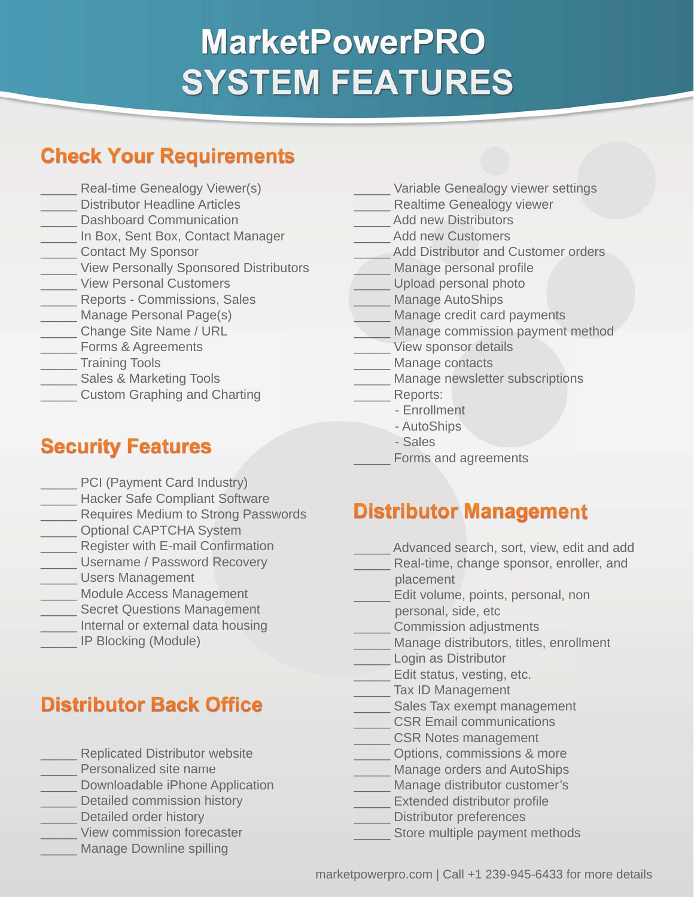# MarketPowerPRO SYSTEM FEATURES

## Check Your Requirements

_____ Real-time Genealogy Viewer(s)
_____ Distributor Headline Articles
_____ Dashboard Communication
_____ In Box, Sent Box, Contact Manager
_____ Contact My Sponsor
_____ View Personally Sponsored Distributors
_____ View Personal Customers
_____ Reports - Commissions, Sales
_____ Manage Personal Page(s)
_____ Change Site Name / URL
_____ Forms & Agreements
_____ Training Tools
_____ Sales & Marketing Tools
_____ Custom Graphing and Charting

## Security Features

_____ PCI (Payment Card Industry)
_____ Hacker Safe Compliant Software
_____ Requires Medium to Strong Passwords
_____ Optional CAPTCHA System
_____ Register with E-mail Confirmation
_____ Username / Password Recovery
_____ Users Management
_____ Module Access Management
_____ Secret Questions Management
_____ Internal or external data housing
_____ IP Blocking (Module)

## Distributor Back Office

_____ Replicated Distributor website
_____ Personalized site name
_____ Downloadable iPhone Application
_____ Detailed commission history
_____ Detailed order history
_____ View commission forecaster
_____ Manage Downline spilling
_____ Variable Genealogy viewer settings
_____ Realtime Genealogy viewer
_____ Add new Distributors
_____ Add new Customers
_____ Add Distributor and Customer orders
_____ Manage personal profile
_____ Upload personal photo
_____ Manage AutoShips
_____ Manage credit card payments
_____ Manage commission payment method
_____ View sponsor details
_____ Manage contacts
_____ Manage newsletter subscriptions
_____ Reports:
- Enrollment
- AutoShips
- Sales

_____ Forms and agreements

## Distributor Management

_____ Advanced search, sort, view, edit and add
_____ Real-time, change sponsor, enroller, and placement
_____ Edit volume, points, personal, non personal, side, etc
_____ Commission adjustments
_____ Manage distributors, titles, enrollment
_____ Login as Distributor
_____ Edit status, vesting, etc.
_____ Tax ID Management
_____ Sales Tax exempt management
_____ CSR Email communications
_____ CSR Notes management
_____ Options, commissions & more
_____ Manage orders and AutoShips
_____ Manage distributor customer's
_____ Extended distributor profile
_____ Distributor preferences
_____ Store multiple payment methods

marketpowerpro.com | Call +1 239-945-6433 for more details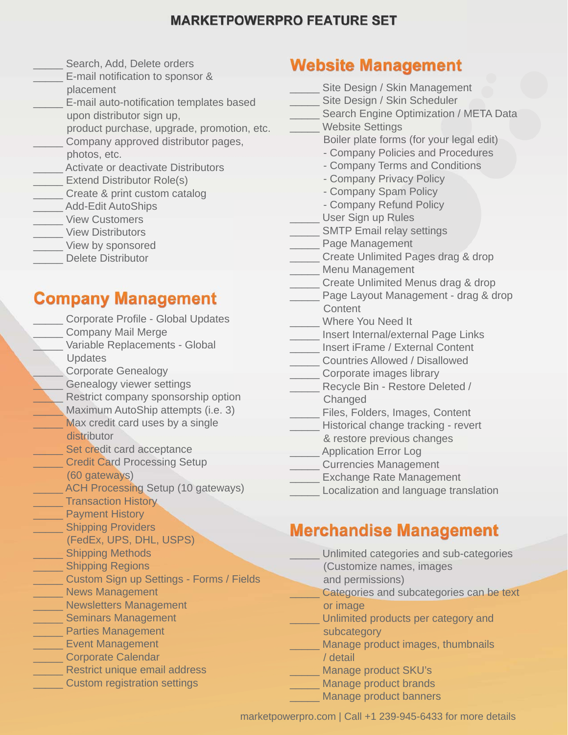# MARKETPOWERPRO FEATURE SET

_____ Search, Add, Delete orders
_____ E-mail notification to sponsor & placement
_____ E-mail auto-notification templates based upon distributor sign up, product purchase, upgrade, promotion, etc.
_____ Company approved distributor pages, photos, etc.
_____ Activate or deactivate Distributors
_____ Extend Distributor Role(s)
_____ Create & print custom catalog
_____ Add-Edit AutoShips
_____ View Customers
_____ View Distributors
_____ View by sponsored
_____ Delete Distributor

## Company Management

_____ Corporate Profile - Global Updates
_____ Company Mail Merge
_____ Variable Replacements - Global Updates
_____ Corporate Genealogy
_____ Genealogy viewer settings
_____ Restrict company sponsorship option
_____ Maximum AutoShip attempts (i.e. 3)
_____ Max credit card uses by a single distributor
_____ Set credit card acceptance
_____ Credit Card Processing Setup (60 gateways)
_____ ACH Processing Setup (10 gateways)
_____ Transaction History
_____ Payment History
_____ Shipping Providers (FedEx, UPS, DHL, USPS)
_____ Shipping Methods
_____ Shipping Regions
_____ Custom Sign up Settings - Forms / Fields
_____ News Management
_____ Newsletters Management
_____ Seminars Management
_____ Parties Management
_____ Event Management
_____ Corporate Calendar
_____ Restrict unique email address
_____ Custom registration settings

## Website Management

_____ Site Design / Skin Management
_____ Site Design / Skin Scheduler
_____ Search Engine Optimization / META Data
_____ Website Settings
Boiler plate forms (for your legal edit)
- Company Policies and Procedures
- Company Terms and Conditions
- Company Privacy Policy
- Company Spam Policy
- Company Refund Policy

_____ User Sign up Rules
_____ SMTP Email relay settings
_____ Page Management
_____ Create Unlimited Pages drag & drop
_____ Menu Management
_____ Create Unlimited Menus drag & drop
_____ Page Layout Management - drag & drop Content
_____ Where You Need It
_____ Insert Internal/external Page Links
_____ Insert iFrame / External Content
_____ Countries Allowed / Disallowed
_____ Corporate images library
_____ Recycle Bin - Restore Deleted / Changed
_____ Files, Folders, Images, Content
_____ Historical change tracking - revert & restore previous changes
_____ Application Error Log
_____ Currencies Management
_____ Exchange Rate Management
_____ Localization and language translation

## Merchandise Management

_____ Unlimited categories and sub-categories (Customize names, images and permissions)
_____ Categories and subcategories can be text or image
_____ Unlimited products per category and subcategory
_____ Manage product images, thumbnails / detail
_____ Manage product SKU's
_____ Manage product brands
_____ Manage product banners

marketpowerpro.com | Call +1 239-945-6433 for more details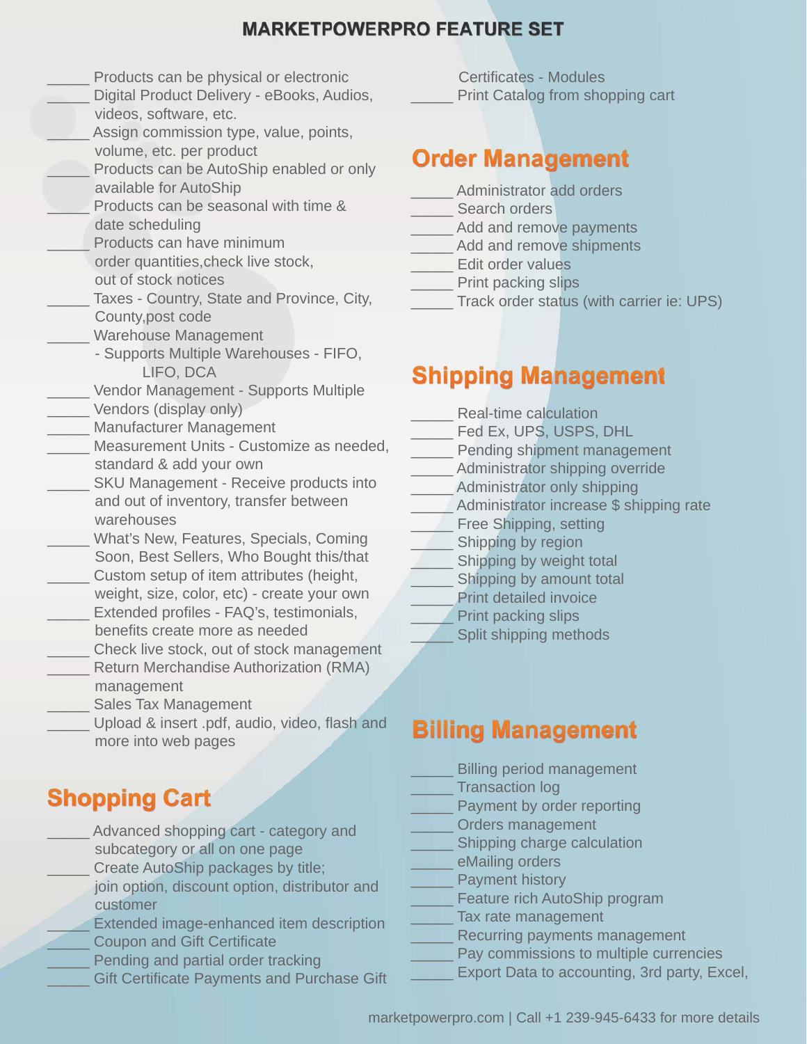# MARKETPOWERPRO FEATURE SET

- _____ Products can be physical or electronic
- _____ Digital Product Delivery - eBooks, Audios, videos, software, etc.
- _____ Assign commission type, value, points, volume, etc. per product
- _____ Products can be AutoShip enabled or only available for AutoShip
- _____ Products can be seasonal with time & date scheduling
- _____ Products can have minimum order quantities,check live stock, out of stock notices
- _____ Taxes - Country, State and Province, City, County,post code
- _____ Warehouse Management - Supports Multiple Warehouses - FIFO, LIFO, DCA
- _____ Vendor Management - Supports Multiple
- _____ Vendors (display only)
- _____ Manufacturer Management
- _____ Measurement Units - Customize as needed, standard & add your own
- _____ SKU Management - Receive products into and out of inventory, transfer between warehouses
- _____ What's New, Features, Specials, Coming Soon, Best Sellers, Who Bought this/that
- _____ Custom setup of item attributes (height, weight, size, color, etc) - create your own
- _____ Extended profiles - FAQ's, testimonials, benefits create more as needed
- _____ Check live stock, out of stock management
- _____ Return Merchandise Authorization (RMA) management
- _____ Sales Tax Management
- _____ Upload & insert .pdf, audio, video, flash and more into web pages

## Shopping Cart

- _____ Advanced shopping cart - category and subcategory or all on one page
- _____ Create AutoShip packages by title; join option, discount option, distributor and customer
- _____ Extended image-enhanced item description
- _____ Coupon and Gift Certificate
- _____ Pending and partial order tracking
- _____ Gift Certificate Payments and Purchase Gift Certificates - Modules
- _____ Print Catalog from shopping cart

## Order Management

- _____ Administrator add orders
- _____ Search orders
- _____ Add and remove payments
- _____ Add and remove shipments
- _____ Edit order values
- _____ Print packing slips
- _____ Track order status (with carrier ie: UPS)

## Shipping Management

- _____ Real-time calculation
- _____ Fed Ex, UPS, USPS, DHL
- _____ Pending shipment management
- _____ Administrator shipping override
- _____ Administrator only shipping
- _____ Administrator increase $ shipping rate
- _____ Free Shipping, setting
- _____ Shipping by region
- _____ Shipping by weight total
- _____ Shipping by amount total
- _____ Print detailed invoice
- _____ Print packing slips
- _____ Split shipping methods

## Billing Management

- _____ Billing period management
- _____ Transaction log
- _____ Payment by order reporting
- _____ Orders management
- _____ Shipping charge calculation
- _____ eMailing orders
- _____ Payment history
- _____ Feature rich AutoShip program
- _____ Tax rate management
- _____ Recurring payments management
- _____ Pay commissions to multiple currencies
- _____ Export Data to accounting, 3rd party, Excel,

marketpowerpro.com | Call +1 239-945-6433 for more details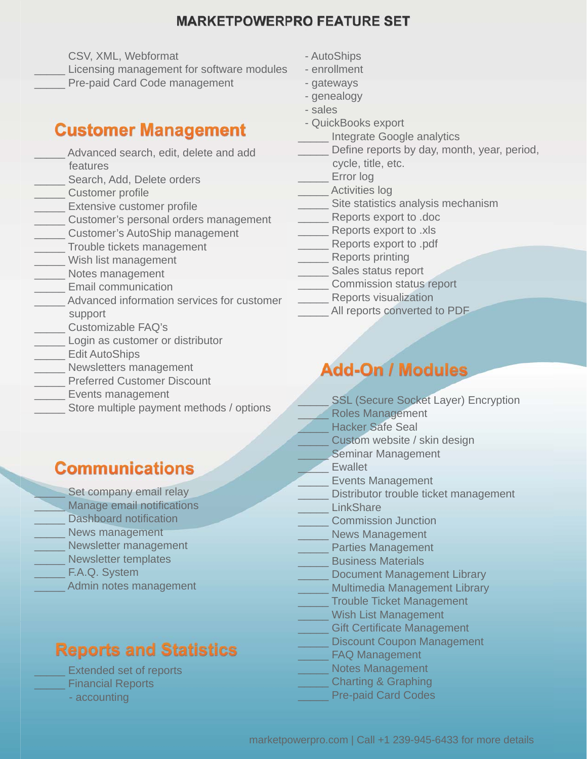# MARKETPOWERPRO FEATURE SET

CSV, XML, Webformat

_____ Licensing management for software modules

_____ Pre-paid Card Code management

## Customer Management

_____ Advanced search, edit, delete and add features

_____ Search, Add, Delete orders

_____ Customer profile

_____ Extensive customer profile

_____ Customer's personal orders management

_____ Customer's AutoShip management

_____ Trouble tickets management

_____ Wish list management

_____ Notes management

_____ Email communication

_____ Advanced information services for customer support

_____ Customizable FAQ's

_____ Login as customer or distributor

_____ Edit AutoShips

_____ Newsletters management

_____ Preferred Customer Discount

_____ Events management

_____ Store multiple payment methods / options

## Communications

_____ Set company email relay

_____ Manage email notifications

_____ Dashboard notification

_____ News management

_____ Newsletter management

_____ Newsletter templates

_____ F.A.Q. System

_____ Admin notes management

## Reports and Statistics

_____ Extended set of reports

_____ Financial Reports

- accounting
- AutoShips
- enrollment
- gateways
- genealogy
- sales
- QuickBooks export

_____ Integrate Google analytics

_____ Define reports by day, month, year, period, cycle, title, etc.

_____ Error log

_____ Activities log

_____ Site statistics analysis mechanism

_____ Reports export to .doc

_____ Reports export to .xls

_____ Reports export to .pdf

_____ Reports printing

_____ Sales status report

_____ Commission status report

_____ Reports visualization

_____ All reports converted to PDF

## Add-On / Modules

_____ SSL (Secure Socket Layer) Encryption

_____ Roles Management

_____ Hacker Safe Seal

_____ Custom website / skin design

_____ Seminar Management

_____ Ewallet

_____ Events Management

_____ Distributor trouble ticket management

_____ LinkShare

_____ Commission Junction

_____ News Management

_____ Parties Management

_____ Business Materials

_____ Document Management Library

_____ Multimedia Management Library

_____ Trouble Ticket Management

_____ Wish List Management

_____ Gift Certificate Management

_____ Discount Coupon Management

_____ FAQ Management

_____ Notes Management

_____ Charting & Graphing

_____ Pre-paid Card Codes

marketpowerpro.com | Call +1 239-945-6433 for more details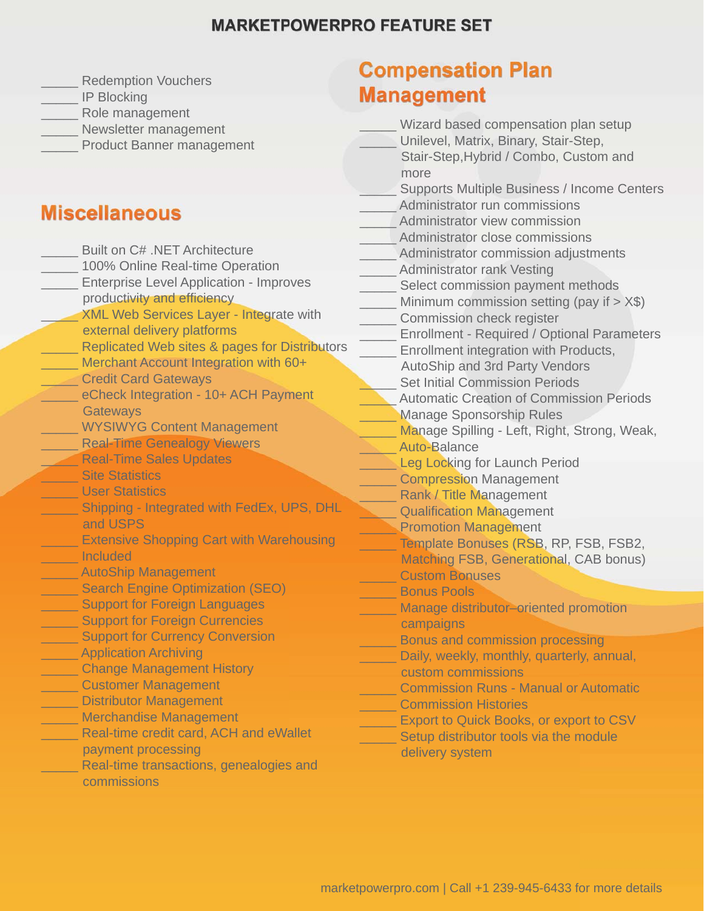# MARKETPOWERPRO FEATURE SET

_____ Redemption Vouchers
_____ IP Blocking
_____ Role management
_____ Newsletter management
_____ Product Banner management

## Miscellaneous

_____ Built on C# .NET Architecture
_____ 100% Online Real-time Operation
_____ Enterprise Level Application - Improves productivity and efficiency
_____ XML Web Services Layer - Integrate with external delivery platforms
_____ Replicated Web sites & pages for Distributors
_____ Merchant Account Integration with 60+
_____ Credit Card Gateways
_____ eCheck Integration - 10+ ACH Payment Gateways
_____ WYSIWYG Content Management
_____ Real-Time Genealogy Viewers
_____ Real-Time Sales Updates
_____ Site Statistics
_____ User Statistics
_____ Shipping - Integrated with FedEx, UPS, DHL and USPS
_____ Extensive Shopping Cart with Warehousing
_____ Included
_____ AutoShip Management
_____ Search Engine Optimization (SEO)
_____ Support for Foreign Languages
_____ Support for Foreign Currencies
_____ Support for Currency Conversion
_____ Application Archiving
_____ Change Management History
_____ Customer Management
_____ Distributor Management
_____ Merchandise Management
_____ Real-time credit card, ACH and eWallet payment processing
_____ Real-time transactions, genealogies and commissions

## Compensation Plan Management

_____ Wizard based compensation plan setup
_____ Unilevel, Matrix, Binary, Stair-Step, Stair-Step,Hybrid / Combo, Custom and more
_____ Supports Multiple Business / Income Centers
_____ Administrator run commissions
_____ Administrator view commission
_____ Administrator close commissions
_____ Administrator commission adjustments
_____ Administrator rank Vesting
_____ Select commission payment methods
_____ Minimum commission setting (pay if > X$)
_____ Commission check register
_____ Enrollment - Required / Optional Parameters
_____ Enrollment integration with Products, AutoShip and 3rd Party Vendors
_____ Set Initial Commission Periods
_____ Automatic Creation of Commission Periods
_____ Manage Sponsorship Rules
_____ Manage Spilling - Left, Right, Strong, Weak,
_____ Auto-Balance
_____ Leg Locking for Launch Period
_____ Compression Management
_____ Rank / Title Management
_____ Qualification Management
_____ Promotion Management
_____ Template Bonuses (RSB, RP, FSB, FSB2, Matching FSB, Generational, CAB bonus)
_____ Custom Bonuses
_____ Bonus Pools
_____ Manage distributor–oriented promotion campaigns
_____ Bonus and commission processing
_____ Daily, weekly, monthly, quarterly, annual, custom commissions
_____ Commission Runs - Manual or Automatic
_____ Commission Histories
_____ Export to Quick Books, or export to CSV
_____ Setup distributor tools via the module delivery system

marketpowerpro.com | Call +1 239-945-6433 for more details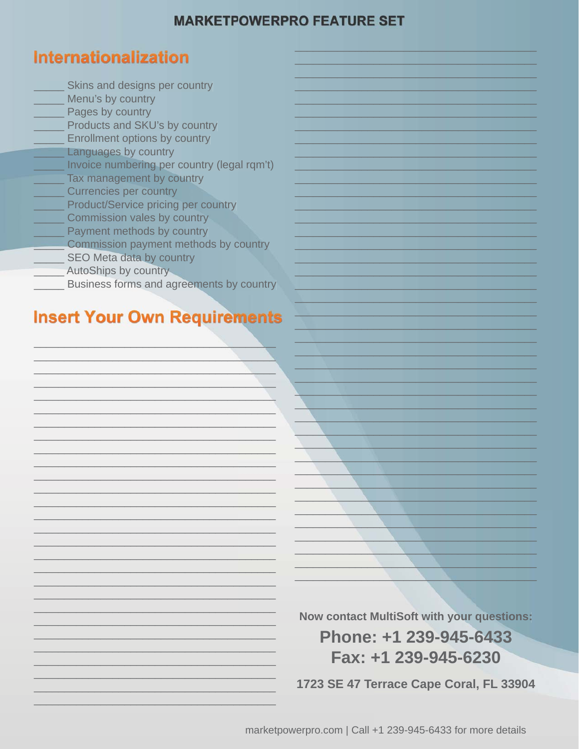# MARKETPOWERPRO FEATURE SET

## Internationalization

_____ Skins and designs per country
_____ Menu's by country
_____ Pages by country
_____ Products and SKU's by country
_____ Enrollment options by country
_____ Languages by country
_____ Invoice numbering per country (legal rqm't)
_____ Tax management by country
_____ Currencies per country
_____ Product/Service pricing per country
_____ Commission vales by country
_____ Payment methods by country
_____ Commission payment methods by country
_____ SEO Meta data by country
_____ AutoShips by country
_____ Business forms and agreements by country

## Insert Your Own Requirements

**Now contact MultiSoft with your questions:**

**Phone: +1 239-945-6433**
**Fax: +1 239-945-6230**

**1723 SE 47 Terrace Cape Coral, FL 33904**

marketpowerpro.com | Call +1 239-945-6433 for more details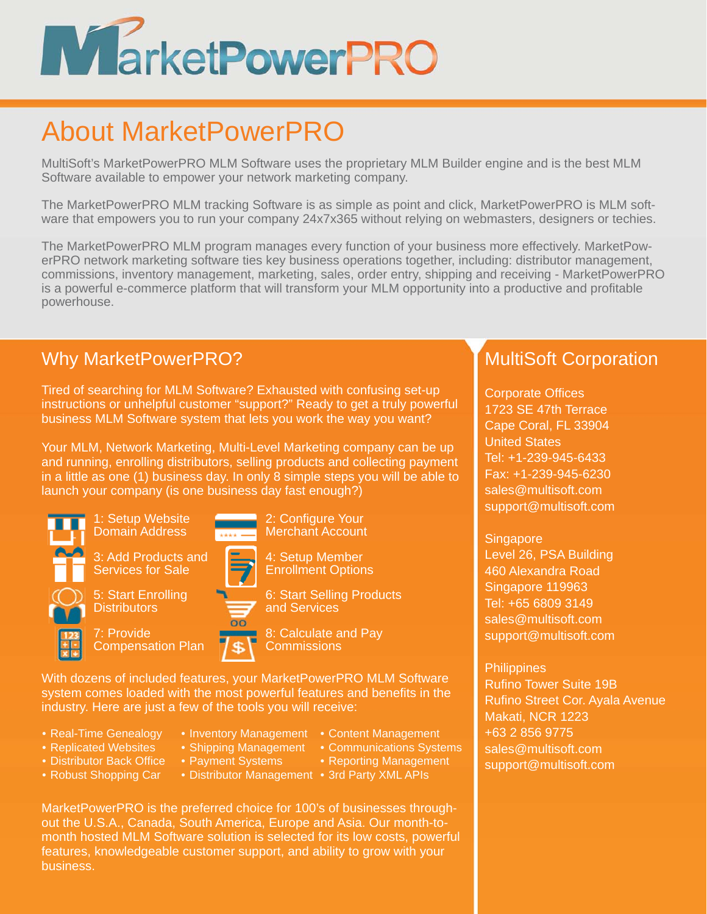# MarketPowerPRO

## About MarketPowerPRO

MultiSoft's MarketPowerPRO MLM Software uses the proprietary MLM Builder engine and is the best MLM Software available to empower your network marketing company.

The MarketPowerPRO MLM tracking Software is as simple as point and click, MarketPowerPRO is MLM software that empowers you to run your company 24x7x365 without relying on webmasters, designers or techies.

The MarketPowerPRO MLM program manages every function of your business more effectively. MarketPowerPRO network marketing software ties key business operations together, including: distributor management, commissions, inventory management, marketing, sales, order entry, shipping and receiving - MarketPowerPRO is a powerful e-commerce platform that will transform your MLM opportunity into a productive and profitable powerhouse.

## Why MarketPowerPRO?

Tired of searching for MLM Software? Exhausted with confusing set-up instructions or unhelpful customer "support?" Ready to get a truly powerful business MLM Software system that lets you work the way you want?

Your MLM, Network Marketing, Multi-Level Marketing company can be up and running, enrolling distributors, selling products and collecting payment in a little as one (1) business day. In only 8 simple steps you will be able to launch your company (is one business day fast enough?)

1: Setup Website Domain Address
2: Configure Your Merchant Account
3: Add Products and Services for Sale
4: Setup Member Enrollment Options
5: Start Enrolling Distributors
6: Start Selling Products and Services
7: Provide Compensation Plan
8: Calculate and Pay Commissions

With dozens of included features, your MarketPowerPRO MLM Software system comes loaded with the most powerful features and benefits in the industry. Here are just a few of the tools you will receive:

- Real-Time Genealogy
- Replicated Websites
- Distributor Back Office
- Robust Shopping Car
- Inventory Management
- Shipping Management
- Payment Systems
- Distributor Management
- Content Management
- Communications Systems
- Reporting Management
- 3rd Party XML APIs

MarketPowerPRO is the preferred choice for 100's of businesses throughout the U.S.A., Canada, South America, Europe and Asia. Our month-to-month hosted MLM Software solution is selected for its low costs, powerful features, knowledgeable customer support, and ability to grow with your business.

## MultiSoft Corporation

Corporate Offices
1723 SE 47th Terrace
Cape Coral, FL 33904
United States
Tel: +1-239-945-6433
Fax: +1-239-945-6230
sales@multisoft.com
support@multisoft.com

Singapore
Level 26, PSA Building
460 Alexandra Road
Singapore 119963
Tel: +65 6809 3149
sales@multisoft.com
support@multisoft.com

Philippines
Rufino Tower Suite 19B
Rufino Street Cor. Ayala Avenue
Makati, NCR 1223
+63 2 856 9775
sales@multisoft.com
support@multisoft.com